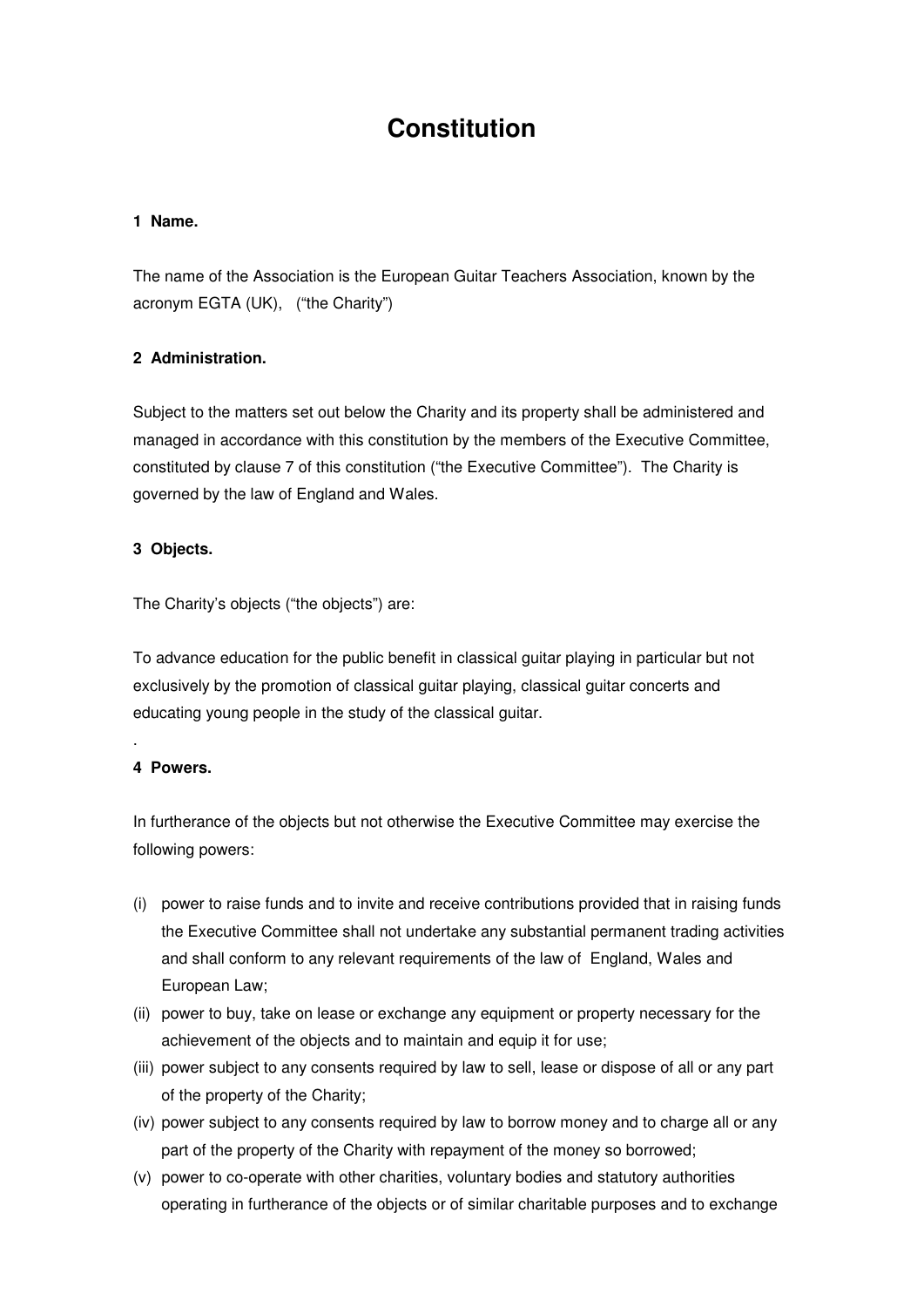# Constitution

**1 Name.**

The name of the Association is the European Guitar Teachers Association, known by the acronym EGTA (UK), ("the Charity")

**2 Administration.**

Subject to the matters set out below the Charity and its property shall be administered and managed in accordance with this constitution by the members of the Executive Committee, constituted by clause 7 of this constitution ("the Executive Committee"). The Charity is governed by the law of England and Wales.

**3 Objects.**

The Charity's objects ("the objects") are:

To advance education for the public benefit in classical guitar playing in particular but not exclusively by the promotion of classical guitar playing, classical guitar concerts and educating young people in the study of the classical guitar.

.

**4 Powers.**

In furtherance of the objects but not otherwise the Executive Committee may exercise the following powers:

(i) power to raise funds and to invite and receive contributions provided that in raising funds the Executive Committee shall not undertake any substantial permanent trading activities and shall conform to any relevant requirements of the law of England, Wales and European Law;

(ii) power to buy, take on lease or exchange any equipment or property necessary for the achievement of the objects and to maintain and equip it for use;

(iii) power subject to any consents required by law to sell, lease or dispose of all or any part of the property of the Charity;

(iv) power subject to any consents required by law to borrow money and to charge all or any part of the property of the Charity with repayment of the money so borrowed;

(v) power to co-operate with other charities, voluntary bodies and statutory authorities operating in furtherance of the objects or of similar charitable purposes and to exchange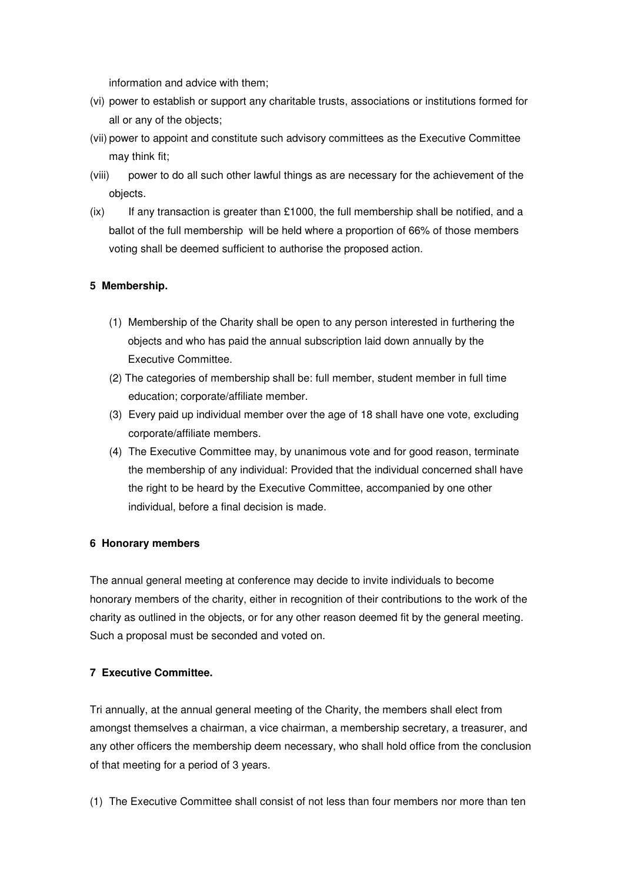information and advice with them;

(vi) power to establish or support any charitable trusts, associations or institutions formed for all or any of the objects;

(vii) power to appoint and constitute such advisory committees as the Executive Committee may think fit;

(viii) power to do all such other lawful things as are necessary for the achievement of the objects.

(ix) If any transaction is greater than £1000, the full membership shall be notified, and a ballot of the full membership will be held where a proportion of 66% of those members voting shall be deemed sufficient to authorise the proposed action.

**5 Membership.**

(1) Membership of the Charity shall be open to any person interested in furthering the objects and who has paid the annual subscription laid down annually by the Executive Committee.

(2) The categories of membership shall be: full member, student member in full time education; corporate/affiliate member.

(3) Every paid up individual member over the age of 18 shall have one vote, excluding corporate/affiliate members.

(4) The Executive Committee may, by unanimous vote and for good reason, terminate the membership of any individual: Provided that the individual concerned shall have the right to be heard by the Executive Committee, accompanied by one other individual, before a final decision is made.

**6 Honorary members**

The annual general meeting at conference may decide to invite individuals to become honorary members of the charity, either in recognition of their contributions to the work of the charity as outlined in the objects, or for any other reason deemed fit by the general meeting. Such a proposal must be seconded and voted on.

**7 Executive Committee.**

Tri annually, at the annual general meeting of the Charity, the members shall elect from amongst themselves a chairman, a vice chairman, a membership secretary, a treasurer, and any other officers the membership deem necessary, who shall hold office from the conclusion of that meeting for a period of 3 years.

(1) The Executive Committee shall consist of not less than four members nor more than ten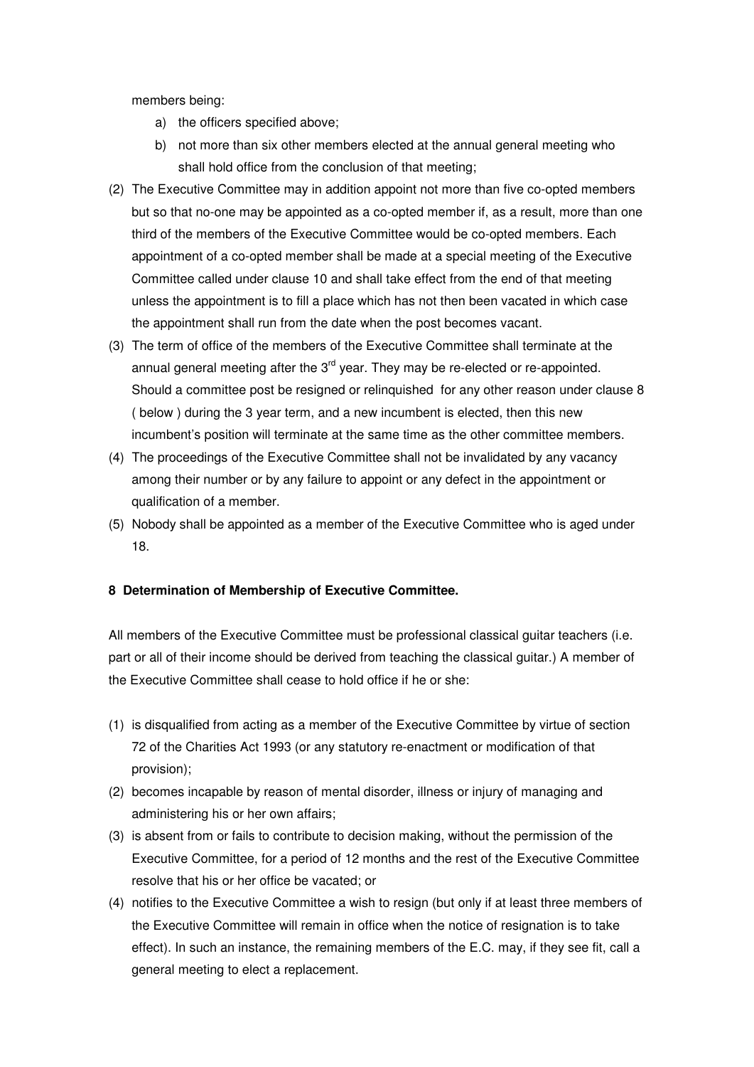members being:

a) the officers specified above;
b) not more than six other members elected at the annual general meeting who shall hold office from the conclusion of that meeting;

(2) The Executive Committee may in addition appoint not more than five co-opted members but so that no-one may be appointed as a co-opted member if, as a result, more than one third of the members of the Executive Committee would be co-opted members. Each appointment of a co-opted member shall be made at a special meeting of the Executive Committee called under clause 10 and shall take effect from the end of that meeting unless the appointment is to fill a place which has not then been vacated in which case the appointment shall run from the date when the post becomes vacant.

(3) The term of office of the members of the Executive Committee shall terminate at the annual general meeting after the 3rd year. They may be re-elected or re-appointed. Should a committee post be resigned or relinquished for any other reason under clause 8 ( below ) during the 3 year term, and a new incumbent is elected, then this new incumbent's position will terminate at the same time as the other committee members.

(4) The proceedings of the Executive Committee shall not be invalidated by any vacancy among their number or by any failure to appoint or any defect in the appointment or qualification of a member.

(5) Nobody shall be appointed as a member of the Executive Committee who is aged under 18.

**8 Determination of Membership of Executive Committee.**

All members of the Executive Committee must be professional classical guitar teachers (i.e. part or all of their income should be derived from teaching the classical guitar.) A member of the Executive Committee shall cease to hold office if he or she:

(1) is disqualified from acting as a member of the Executive Committee by virtue of section 72 of the Charities Act 1993 (or any statutory re-enactment or modification of that provision);

(2) becomes incapable by reason of mental disorder, illness or injury of managing and administering his or her own affairs;

(3) is absent from or fails to contribute to decision making, without the permission of the Executive Committee, for a period of 12 months and the rest of the Executive Committee resolve that his or her office be vacated; or

(4) notifies to the Executive Committee a wish to resign (but only if at least three members of the Executive Committee will remain in office when the notice of resignation is to take effect). In such an instance, the remaining members of the E.C. may, if they see fit, call a general meeting to elect a replacement.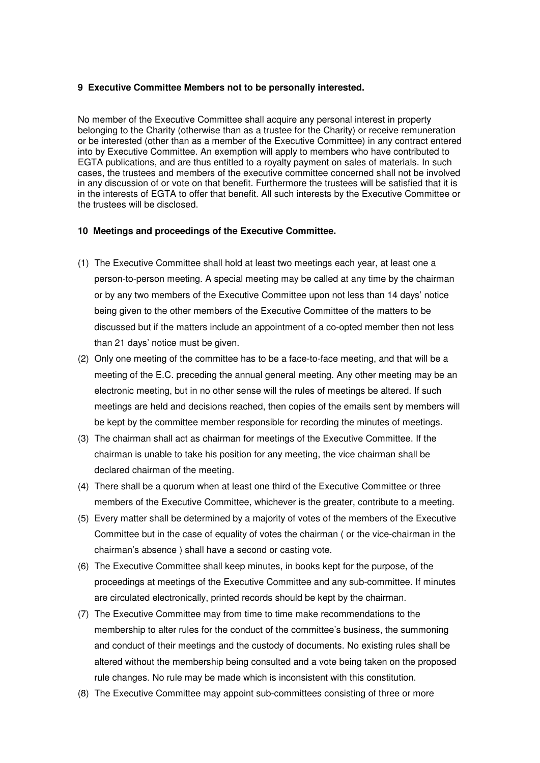### 9 Executive Committee Members not to be personally interested.

No member of the Executive Committee shall acquire any personal interest in property belonging to the Charity (otherwise than as a trustee for the Charity) or receive remuneration or be interested (other than as a member of the Executive Committee) in any contract entered into by Executive Committee. An exemption will apply to members who have contributed to EGTA publications, and are thus entitled to a royalty payment on sales of materials. In such cases, the trustees and members of the executive committee concerned shall not be involved in any discussion of or vote on that benefit. Furthermore the trustees will be satisfied that it is in the interests of EGTA to offer that benefit. All such interests by the Executive Committee or the trustees will be disclosed.

### 10 Meetings and proceedings of the Executive Committee.

(1) The Executive Committee shall hold at least two meetings each year, at least one a person-to-person meeting. A special meeting may be called at any time by the chairman or by any two members of the Executive Committee upon not less than 14 days' notice being given to the other members of the Executive Committee of the matters to be discussed but if the matters include an appointment of a co-opted member then not less than 21 days' notice must be given.

(2) Only one meeting of the committee has to be a face-to-face meeting, and that will be a meeting of the E.C. preceding the annual general meeting. Any other meeting may be an electronic meeting, but in no other sense will the rules of meetings be altered. If such meetings are held and decisions reached, then copies of the emails sent by members will be kept by the committee member responsible for recording the minutes of meetings.

(3) The chairman shall act as chairman for meetings of the Executive Committee. If the chairman is unable to take his position for any meeting, the vice chairman shall be declared chairman of the meeting.

(4) There shall be a quorum when at least one third of the Executive Committee or three members of the Executive Committee, whichever is the greater, contribute to a meeting.

(5) Every matter shall be determined by a majority of votes of the members of the Executive Committee but in the case of equality of votes the chairman ( or the vice-chairman in the chairman's absence ) shall have a second or casting vote.

(6) The Executive Committee shall keep minutes, in books kept for the purpose, of the proceedings at meetings of the Executive Committee and any sub-committee. If minutes are circulated electronically, printed records should be kept by the chairman.

(7) The Executive Committee may from time to time make recommendations to the membership to alter rules for the conduct of the committee's business, the summoning and conduct of their meetings and the custody of documents. No existing rules shall be altered without the membership being consulted and a vote being taken on the proposed rule changes. No rule may be made which is inconsistent with this constitution.

(8) The Executive Committee may appoint sub-committees consisting of three or more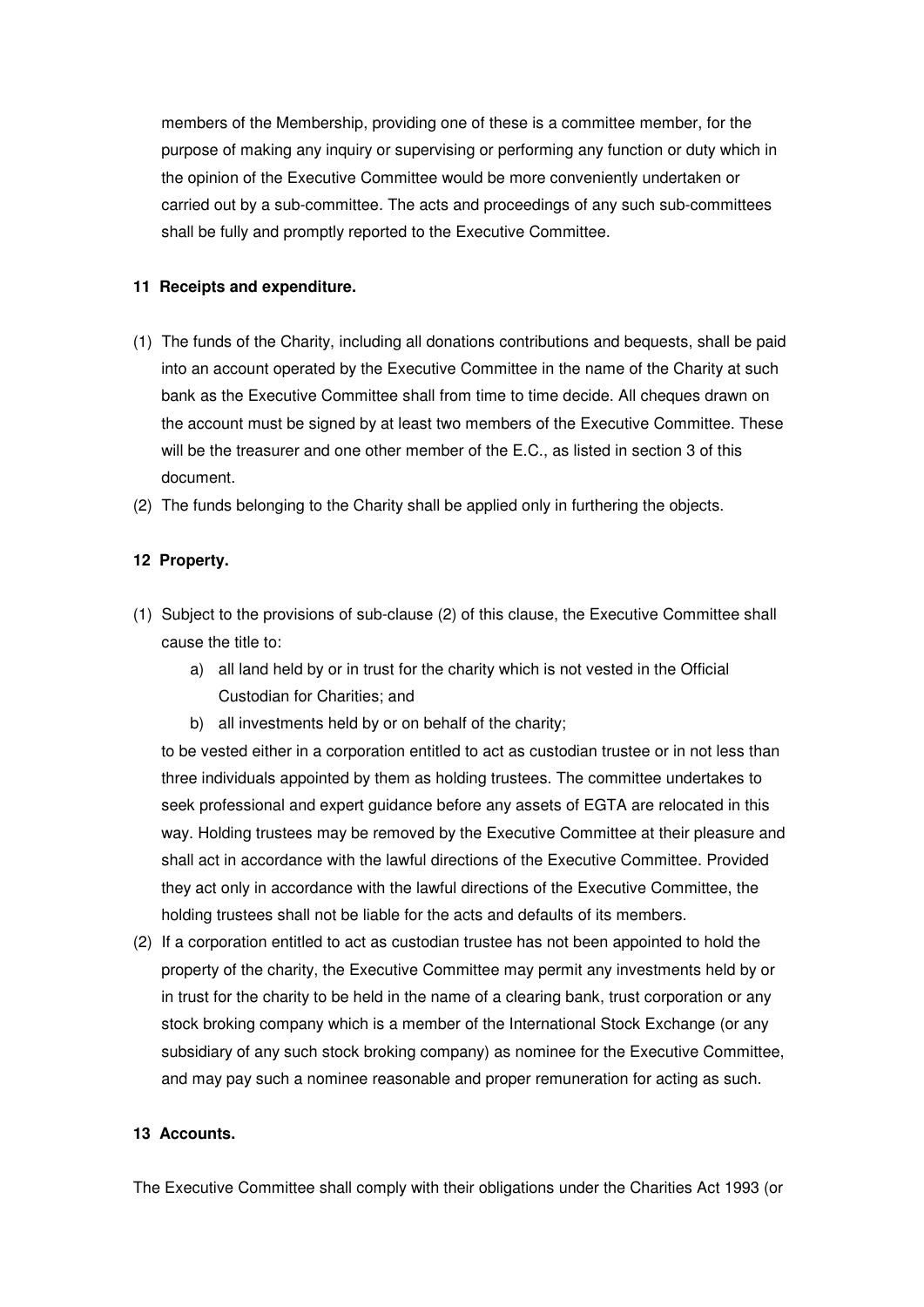members of the Membership, providing one of these is a committee member, for the purpose of making any inquiry or supervising or performing any function or duty which in the opinion of the Executive Committee would be more conveniently undertaken or carried out by a sub-committee. The acts and proceedings of any such sub-committees shall be fully and promptly reported to the Executive Committee.

**11 Receipts and expenditure.**

(1) The funds of the Charity, including all donations contributions and bequests, shall be paid into an account operated by the Executive Committee in the name of the Charity at such bank as the Executive Committee shall from time to time decide. All cheques drawn on the account must be signed by at least two members of the Executive Committee. These will be the treasurer and one other member of the E.C., as listed in section 3 of this document.

(2) The funds belonging to the Charity shall be applied only in furthering the objects.

**12 Property.**

(1) Subject to the provisions of sub-clause (2) of this clause, the Executive Committee shall cause the title to:

   a) all land held by or in trust for the charity which is not vested in the Official Custodian for Charities; and

   b) all investments held by or on behalf of the charity;

   to be vested either in a corporation entitled to act as custodian trustee or in not less than three individuals appointed by them as holding trustees. The committee undertakes to seek professional and expert guidance before any assets of EGTA are relocated in this way. Holding trustees may be removed by the Executive Committee at their pleasure and shall act in accordance with the lawful directions of the Executive Committee. Provided they act only in accordance with the lawful directions of the Executive Committee, the holding trustees shall not be liable for the acts and defaults of its members.

(2) If a corporation entitled to act as custodian trustee has not been appointed to hold the property of the charity, the Executive Committee may permit any investments held by or in trust for the charity to be held in the name of a clearing bank, trust corporation or any stock broking company which is a member of the International Stock Exchange (or any subsidiary of any such stock broking company) as nominee for the Executive Committee, and may pay such a nominee reasonable and proper remuneration for acting as such.

**13 Accounts.**

The Executive Committee shall comply with their obligations under the Charities Act 1993 (or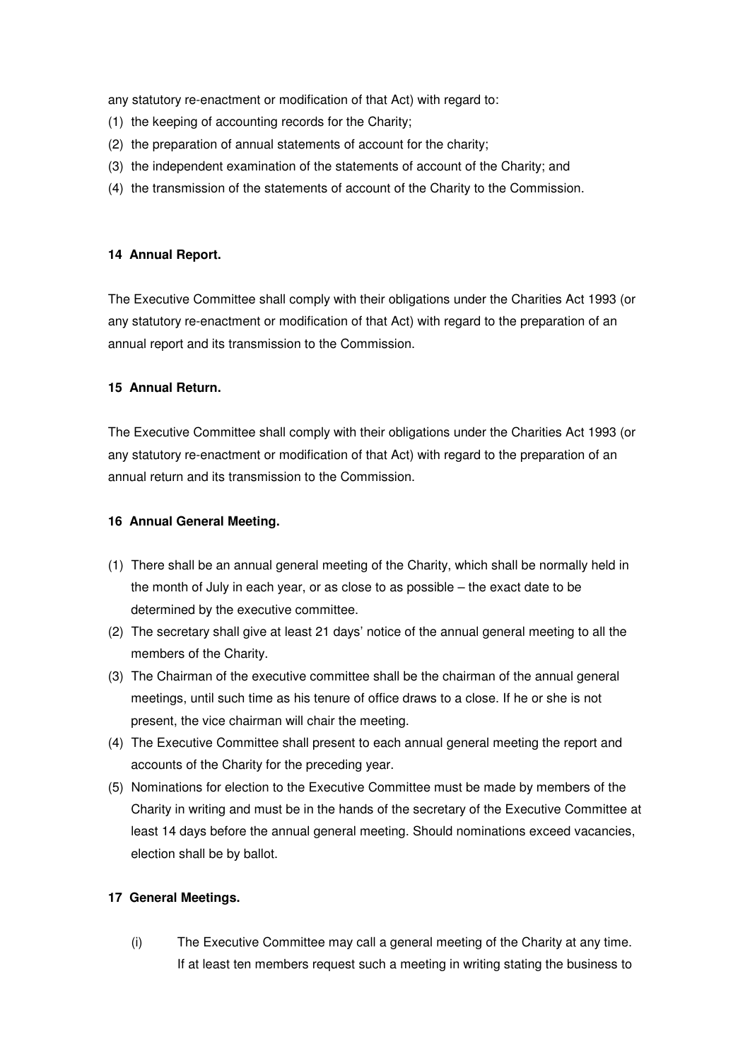any statutory re-enactment or modification of that Act) with regard to:

(1) the keeping of accounting records for the Charity;
(2) the preparation of annual statements of account for the charity;
(3) the independent examination of the statements of account of the Charity; and
(4) the transmission of the statements of account of the Charity to the Commission.

**14 Annual Report.**

The Executive Committee shall comply with their obligations under the Charities Act 1993 (or any statutory re-enactment or modification of that Act) with regard to the preparation of an annual report and its transmission to the Commission.

**15 Annual Return.**

The Executive Committee shall comply with their obligations under the Charities Act 1993 (or any statutory re-enactment or modification of that Act) with regard to the preparation of an annual return and its transmission to the Commission.

**16 Annual General Meeting.**

(1) There shall be an annual general meeting of the Charity, which shall be normally held in the month of July in each year, or as close to as possible – the exact date to be determined by the executive committee.
(2) The secretary shall give at least 21 days' notice of the annual general meeting to all the members of the Charity.
(3) The Chairman of the executive committee shall be the chairman of the annual general meetings, until such time as his tenure of office draws to a close. If he or she is not present, the vice chairman will chair the meeting.
(4) The Executive Committee shall present to each annual general meeting the report and accounts of the Charity for the preceding year.
(5) Nominations for election to the Executive Committee must be made by members of the Charity in writing and must be in the hands of the secretary of the Executive Committee at least 14 days before the annual general meeting. Should nominations exceed vacancies, election shall be by ballot.

**17 General Meetings.**

(i) The Executive Committee may call a general meeting of the Charity at any time. If at least ten members request such a meeting in writing stating the business to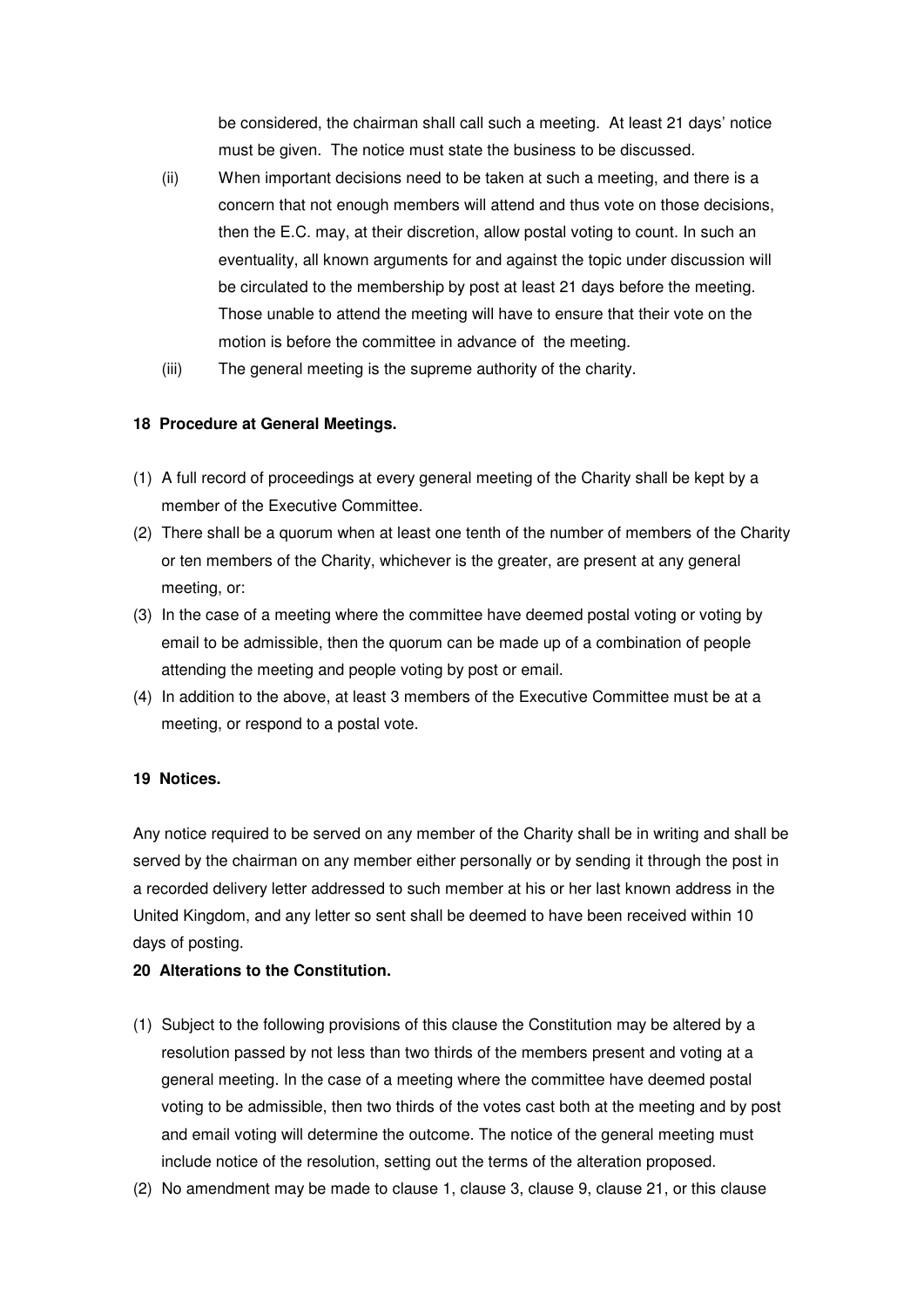be considered, the chairman shall call such a meeting. At least 21 days' notice must be given. The notice must state the business to be discussed.

(ii) When important decisions need to be taken at such a meeting, and there is a concern that not enough members will attend and thus vote on those decisions, then the E.C. may, at their discretion, allow postal voting to count. In such an eventuality, all known arguments for and against the topic under discussion will be circulated to the membership by post at least 21 days before the meeting. Those unable to attend the meeting will have to ensure that their vote on the motion is before the committee in advance of the meeting.

(iii) The general meeting is the supreme authority of the charity.

**18 Procedure at General Meetings.**

(1) A full record of proceedings at every general meeting of the Charity shall be kept by a member of the Executive Committee.

(2) There shall be a quorum when at least one tenth of the number of members of the Charity or ten members of the Charity, whichever is the greater, are present at any general meeting, or:

(3) In the case of a meeting where the committee have deemed postal voting or voting by email to be admissible, then the quorum can be made up of a combination of people attending the meeting and people voting by post or email.

(4) In addition to the above, at least 3 members of the Executive Committee must be at a meeting, or respond to a postal vote.

**19 Notices.**

Any notice required to be served on any member of the Charity shall be in writing and shall be served by the chairman on any member either personally or by sending it through the post in a recorded delivery letter addressed to such member at his or her last known address in the United Kingdom, and any letter so sent shall be deemed to have been received within 10 days of posting.

**20 Alterations to the Constitution.**

(1) Subject to the following provisions of this clause the Constitution may be altered by a resolution passed by not less than two thirds of the members present and voting at a general meeting. In the case of a meeting where the committee have deemed postal voting to be admissible, then two thirds of the votes cast both at the meeting and by post and email voting will determine the outcome. The notice of the general meeting must include notice of the resolution, setting out the terms of the alteration proposed.

(2) No amendment may be made to clause 1, clause 3, clause 9, clause 21, or this clause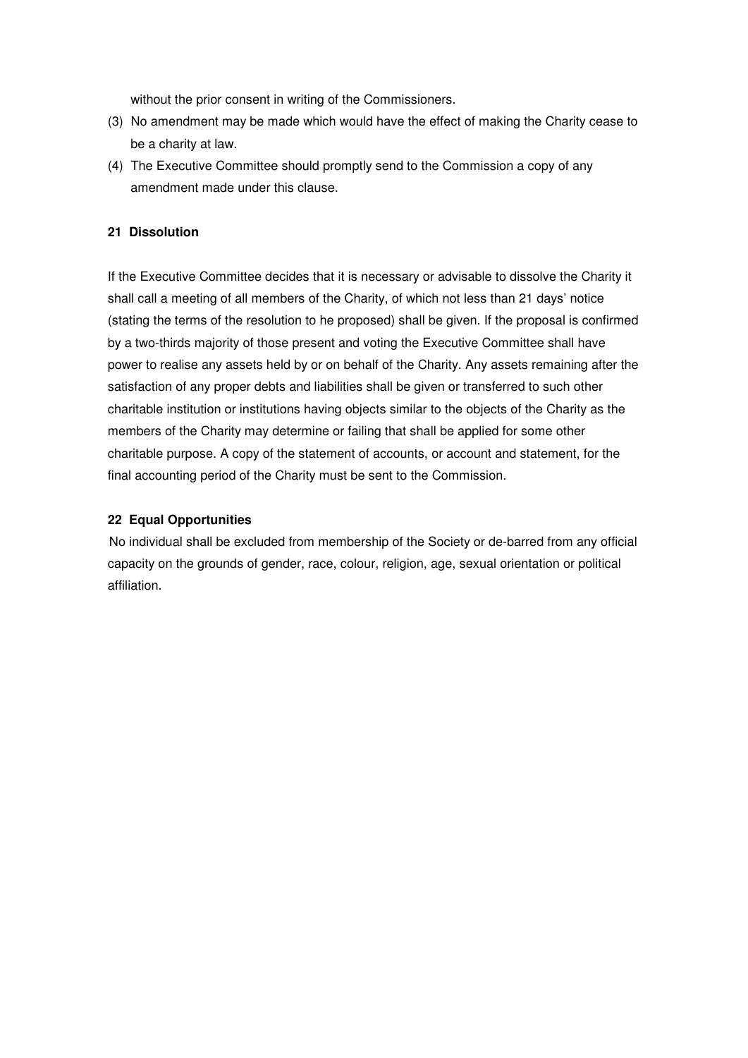without the prior consent in writing of the Commissioners.

(3) No amendment may be made which would have the effect of making the Charity cease to be a charity at law.

(4) The Executive Committee should promptly send to the Commission a copy of any amendment made under this clause.

**21 Dissolution**

If the Executive Committee decides that it is necessary or advisable to dissolve the Charity it shall call a meeting of all members of the Charity, of which not less than 21 days' notice (stating the terms of the resolution to he proposed) shall be given. If the proposal is confirmed by a two-thirds majority of those present and voting the Executive Committee shall have power to realise any assets held by or on behalf of the Charity. Any assets remaining after the satisfaction of any proper debts and liabilities shall be given or transferred to such other charitable institution or institutions having objects similar to the objects of the Charity as the members of the Charity may determine or failing that shall be applied for some other charitable purpose. A copy of the statement of accounts, or account and statement, for the final accounting period of the Charity must be sent to the Commission.

**22 Equal Opportunities**

No individual shall be excluded from membership of the Society or de-barred from any official capacity on the grounds of gender, race, colour, religion, age, sexual orientation or political affiliation.